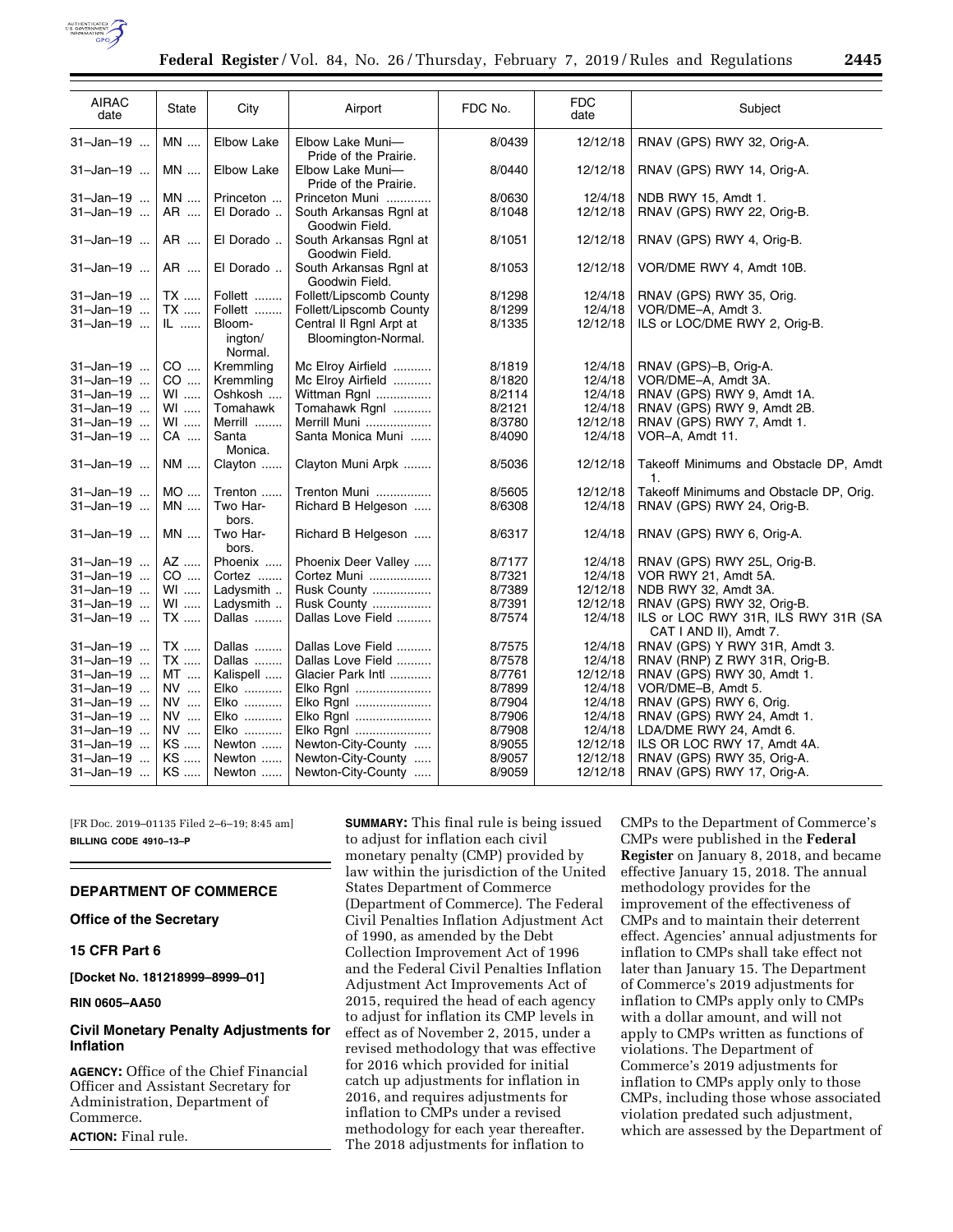| AIRAC date | State | City | Airport | FDC No. | FDC date | Subject |
|---|---|---|---|---|---|---|
| 31–Jan–19 | MN | Elbow Lake | Elbow Lake Muni—Pride of the Prairie. | 8/0439 | 12/12/18 | RNAV (GPS) RWY 32, Orig-A. |
| 31–Jan–19 | MN | Elbow Lake | Elbow Lake Muni—Pride of the Prairie. | 8/0440 | 12/12/18 | RNAV (GPS) RWY 14, Orig-A. |
| 31–Jan–19 | MN | Princeton | Princeton Muni | 8/0630 | 12/4/18 | NDB RWY 15, Amdt 1. |
| 31–Jan–19 | AR | El Dorado | South Arkansas Rgnl at Goodwin Field. | 8/1048 | 12/12/18 | RNAV (GPS) RWY 22, Orig-B. |
| 31–Jan–19 | AR | El Dorado | South Arkansas Rgnl at Goodwin Field. | 8/1051 | 12/12/18 | RNAV (GPS) RWY 4, Orig-B. |
| 31–Jan–19 | AR | El Dorado | South Arkansas Rgnl at Goodwin Field. | 8/1053 | 12/12/18 | VOR/DME RWY 4, Amdt 10B. |
| 31–Jan–19 | TX | Follett | Follett/Lipscomb County | 8/1298 | 12/4/18 | RNAV (GPS) RWY 35, Orig. |
| 31–Jan–19 | TX | Follett | Follett/Lipscomb County | 8/1299 | 12/4/18 | VOR/DME–A, Amdt 3. |
| 31–Jan–19 | IL | Bloomington/Normal. | Central Il Rgnl Arpt at Bloomington-Normal. | 8/1335 | 12/12/18 | ILS or LOC/DME RWY 2, Orig-B. |
| 31–Jan–19 | CO | Kremmling | Mc Elroy Airfield | 8/1819 | 12/4/18 | RNAV (GPS)–B, Orig-A. |
| 31–Jan–19 | CO | Kremmling | Mc Elroy Airfield | 8/1820 | 12/4/18 | VOR/DME–A, Amdt 3A. |
| 31–Jan–19 | WI | Oshkosh | Wittman Rgnl | 8/2114 | 12/4/18 | RNAV (GPS) RWY 9, Amdt 1A. |
| 31–Jan–19 | WI | Tomahawk | Tomahawk Rgnl | 8/2121 | 12/4/18 | RNAV (GPS) RWY 9, Amdt 2B. |
| 31–Jan–19 | WI | Merrill | Merrill Muni | 8/3780 | 12/12/18 | RNAV (GPS) RWY 7, Amdt 1. |
| 31–Jan–19 | CA | Santa Monica. | Santa Monica Muni | 8/4090 | 12/4/18 | VOR–A, Amdt 11. |
| 31–Jan–19 | NM | Clayton | Clayton Muni Arpk | 8/5036 | 12/12/18 | Takeoff Minimums and Obstacle DP, Amdt 1. |
| 31–Jan–19 | MO | Trenton | Trenton Muni | 8/5605 | 12/12/18 | Takeoff Minimums and Obstacle DP, Orig. |
| 31–Jan–19 | MN | Two Harbors. | Richard B Helgeson | 8/6308 | 12/4/18 | RNAV (GPS) RWY 24, Orig-B. |
| 31–Jan–19 | MN | Two Harbors. | Richard B Helgeson | 8/6317 | 12/4/18 | RNAV (GPS) RWY 6, Orig-A. |
| 31–Jan–19 | AZ | Phoenix | Phoenix Deer Valley | 8/7177 | 12/4/18 | RNAV (GPS) RWY 25L, Orig-B. |
| 31–Jan–19 | CO | Cortez | Cortez Muni | 8/7321 | 12/4/18 | VOR RWY 21, Amdt 5A. |
| 31–Jan–19 | WI | Ladysmith | Rusk County | 8/7389 | 12/12/18 | NDB RWY 32, Amdt 3A. |
| 31–Jan–19 | WI | Ladysmith | Rusk County | 8/7391 | 12/12/18 | RNAV (GPS) RWY 32, Orig-B. |
| 31–Jan–19 | TX | Dallas | Dallas Love Field | 8/7574 | 12/4/18 | ILS or LOC RWY 31R, ILS RWY 31R (SA CAT I AND II), Amdt 7. |
| 31–Jan–19 | TX | Dallas | Dallas Love Field | 8/7575 | 12/4/18 | RNAV (GPS) Y RWY 31R, Amdt 3. |
| 31–Jan–19 | TX | Dallas | Dallas Love Field | 8/7578 | 12/4/18 | RNAV (RNP) Z RWY 31R, Orig-B. |
| 31–Jan–19 | MT | Kalispell | Glacier Park Intl | 8/7761 | 12/12/18 | RNAV (GPS) RWY 30, Amdt 1. |
| 31–Jan–19 | NV | Elko | Elko Rgnl | 8/7899 | 12/4/18 | VOR/DME–B, Amdt 5. |
| 31–Jan–19 | NV | Elko | Elko Rgnl | 8/7904 | 12/4/18 | RNAV (GPS) RWY 6, Orig. |
| 31–Jan–19 | NV | Elko | Elko Rgnl | 8/7906 | 12/4/18 | RNAV (GPS) RWY 24, Amdt 1. |
| 31–Jan–19 | NV | Elko | Elko Rgnl | 8/7908 | 12/4/18 | LDA/DME RWY 24, Amdt 6. |
| 31–Jan–19 | KS | Newton | Newton-City-County | 8/9055 | 12/12/18 | ILS OR LOC RWY 17, Amdt 4A. |
| 31–Jan–19 | KS | Newton | Newton-City-County | 8/9057 | 12/12/18 | RNAV (GPS) RWY 35, Orig-A. |
| 31–Jan–19 | KS | Newton | Newton-City-County | 8/9059 | 12/12/18 | RNAV (GPS) RWY 17, Orig-A. |

[FR Doc. 2019–01135 Filed 2–6–19; 8:45 am]

**BILLING CODE 4910–13–P**

## DEPARTMENT OF COMMERCE

### Office of the Secretary

### 15 CFR Part 6

**[Docket No. 181218999–8999–01]**

**RIN 0605–AA50**

### Civil Monetary Penalty Adjustments for Inflation

**AGENCY:** Office of the Chief Financial Officer and Assistant Secretary for Administration, Department of Commerce.

**ACTION:** Final rule.

**SUMMARY:** This final rule is being issued to adjust for inflation each civil monetary penalty (CMP) provided by law within the jurisdiction of the United States Department of Commerce (Department of Commerce). The Federal Civil Penalties Inflation Adjustment Act of 1990, as amended by the Debt Collection Improvement Act of 1996 and the Federal Civil Penalties Inflation Adjustment Act Improvements Act of 2015, required the head of each agency to adjust for inflation its CMP levels in effect as of November 2, 2015, under a revised methodology that was effective for 2016 which provided for initial catch up adjustments for inflation in 2016, and requires adjustments for inflation to CMPs under a revised methodology for each year thereafter. The 2018 adjustments for inflation to CMPs to the Department of Commerce's CMPs were published in the **Federal Register** on January 8, 2018, and became effective January 15, 2018. The annual methodology provides for the improvement of the effectiveness of CMPs and to maintain their deterrent effect. Agencies' annual adjustments for inflation to CMPs shall take effect not later than January 15. The Department of Commerce's 2019 adjustments for inflation to CMPs apply only to CMPs with a dollar amount, and will not apply to CMPs written as functions of violations. The Department of Commerce's 2019 adjustments for inflation to CMPs apply only to those CMPs, including those whose associated violation predated such adjustment, which are assessed by the Department of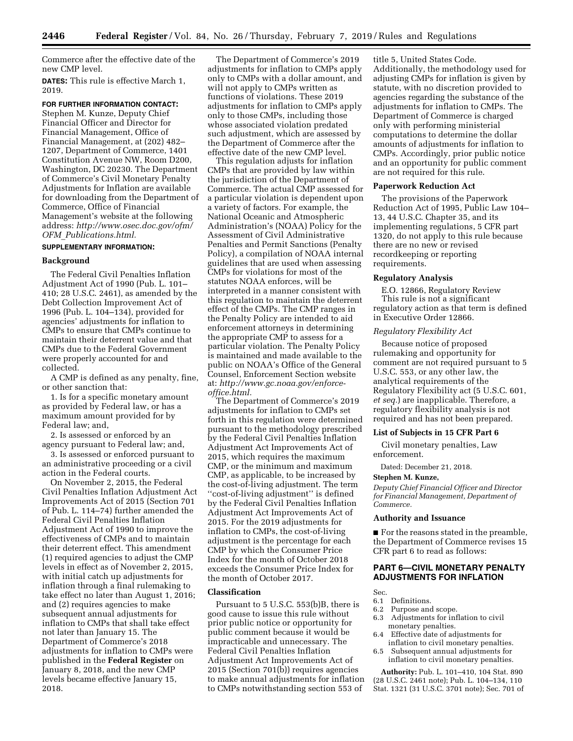Commerce after the effective date of the new CMP level.

**DATES:** This rule is effective March 1, 2019.

**FOR FURTHER INFORMATION CONTACT:** Stephen M. Kunze, Deputy Chief Financial Officer and Director for Financial Management, Office of Financial Management, at (202) 482–1207, Department of Commerce, 1401 Constitution Avenue NW, Room D200, Washington, DC 20230. The Department of Commerce's Civil Monetary Penalty Adjustments for Inflation are available for downloading from the Department of Commerce, Office of Financial Management's website at the following address: *http://www.osec.doc.gov/ofm/OFM_Publications.html.*

**SUPPLEMENTARY INFORMATION:**

## Background

The Federal Civil Penalties Inflation Adjustment Act of 1990 (Pub. L. 101–410; 28 U.S.C. 2461), as amended by the Debt Collection Improvement Act of 1996 (Pub. L. 104–134), provided for agencies' adjustments for inflation to CMPs to ensure that CMPs continue to maintain their deterrent value and that CMPs due to the Federal Government were properly accounted for and collected.

A CMP is defined as any penalty, fine, or other sanction that:

1. Is for a specific monetary amount as provided by Federal law, or has a maximum amount provided for by Federal law; and,

2. Is assessed or enforced by an agency pursuant to Federal law; and,

3. Is assessed or enforced pursuant to an administrative proceeding or a civil action in the Federal courts.

On November 2, 2015, the Federal Civil Penalties Inflation Adjustment Act Improvements Act of 2015 (Section 701 of Pub. L. 114–74) further amended the Federal Civil Penalties Inflation Adjustment Act of 1990 to improve the effectiveness of CMPs and to maintain their deterrent effect. This amendment (1) required agencies to adjust the CMP levels in effect as of November 2, 2015, with initial catch up adjustments for inflation through a final rulemaking to take effect no later than August 1, 2016; and (2) requires agencies to make subsequent annual adjustments for inflation to CMPs that shall take effect not later than January 15. The Department of Commerce's 2018 adjustments for inflation to CMPs were published in the **Federal Register** on January 8, 2018, and the new CMP levels became effective January 15, 2018.

The Department of Commerce's 2019 adjustments for inflation to CMPs apply only to CMPs with a dollar amount, and will not apply to CMPs written as functions of violations. These 2019 adjustments for inflation to CMPs apply only to those CMPs, including those whose associated violation predated such adjustment, which are assessed by the Department of Commerce after the effective date of the new CMP level.

This regulation adjusts for inflation CMPs that are provided by law within the jurisdiction of the Department of Commerce. The actual CMP assessed for a particular violation is dependent upon a variety of factors. For example, the National Oceanic and Atmospheric Administration's (NOAA) Policy for the Assessment of Civil Administrative Penalties and Permit Sanctions (Penalty Policy), a compilation of NOAA internal guidelines that are used when assessing CMPs for violations for most of the statutes NOAA enforces, will be interpreted in a manner consistent with this regulation to maintain the deterrent effect of the CMPs. The CMP ranges in the Penalty Policy are intended to aid enforcement attorneys in determining the appropriate CMP to assess for a particular violation. The Penalty Policy is maintained and made available to the public on NOAA's Office of the General Counsel, Enforcement Section website at: *http://www.gc.noaa.gov/enforce-office.html.*

The Department of Commerce's 2019 adjustments for inflation to CMPs set forth in this regulation were determined pursuant to the methodology prescribed by the Federal Civil Penalties Inflation Adjustment Act Improvements Act of 2015, which requires the maximum CMP, or the minimum and maximum CMP, as applicable, to be increased by the cost-of-living adjustment. The term "cost-of-living adjustment" is defined by the Federal Civil Penalties Inflation Adjustment Act Improvements Act of 2015. For the 2019 adjustments for inflation to CMPs, the cost-of-living adjustment is the percentage for each CMP by which the Consumer Price Index for the month of October 2018 exceeds the Consumer Price Index for the month of October 2017.

## Classification

Pursuant to 5 U.S.C. 553(b)B, there is good cause to issue this rule without prior public notice or opportunity for public comment because it would be impracticable and unnecessary. The Federal Civil Penalties Inflation Adjustment Act Improvements Act of 2015 (Section 701(b)) requires agencies to make annual adjustments for inflation to CMPs notwithstanding section 553 of title 5, United States Code. Additionally, the methodology used for adjusting CMPs for inflation is given by statute, with no discretion provided to agencies regarding the substance of the adjustments for inflation to CMPs. The Department of Commerce is charged only with performing ministerial computations to determine the dollar amounts of adjustments for inflation to CMPs. Accordingly, prior public notice and an opportunity for public comment are not required for this rule.

## Paperwork Reduction Act

The provisions of the Paperwork Reduction Act of 1995, Public Law 104–13, 44 U.S.C. Chapter 35, and its implementing regulations, 5 CFR part 1320, do not apply to this rule because there are no new or revised recordkeeping or reporting requirements.

## Regulatory Analysis

E.O. 12866, Regulatory Review

This rule is not a significant regulatory action as that term is defined in Executive Order 12866.

### *Regulatory Flexibility Act*

Because notice of proposed rulemaking and opportunity for comment are not required pursuant to 5 U.S.C. 553, or any other law, the analytical requirements of the Regulatory Flexibility act (5 U.S.C. 601, *et seq.*) are inapplicable. Therefore, a regulatory flexibility analysis is not required and has not been prepared.

## List of Subjects in 15 CFR Part 6

Civil monetary penalties, Law enforcement.

Dated: December 21, 2018.

**Stephen M. Kunze,**

*Deputy Chief Financial Officer and Director for Financial Management, Department of Commerce.*

## Authority and Issuance

■ For the reasons stated in the preamble, the Department of Commerce revises 15 CFR part 6 to read as follows:

## PART 6—CIVIL MONETARY PENALTY ADJUSTMENTS FOR INFLATION

Sec.
6.1 Definitions.
6.2 Purpose and scope.
6.3 Adjustments for inflation to civil monetary penalties.
6.4 Effective date of adjustments for inflation to civil monetary penalties.
6.5 Subsequent annual adjustments for inflation to civil monetary penalties.

**Authority:** Pub. L. 101–410, 104 Stat. 890 (28 U.S.C. 2461 note); Pub. L. 104–134, 110 Stat. 1321 (31 U.S.C. 3701 note); Sec. 701 of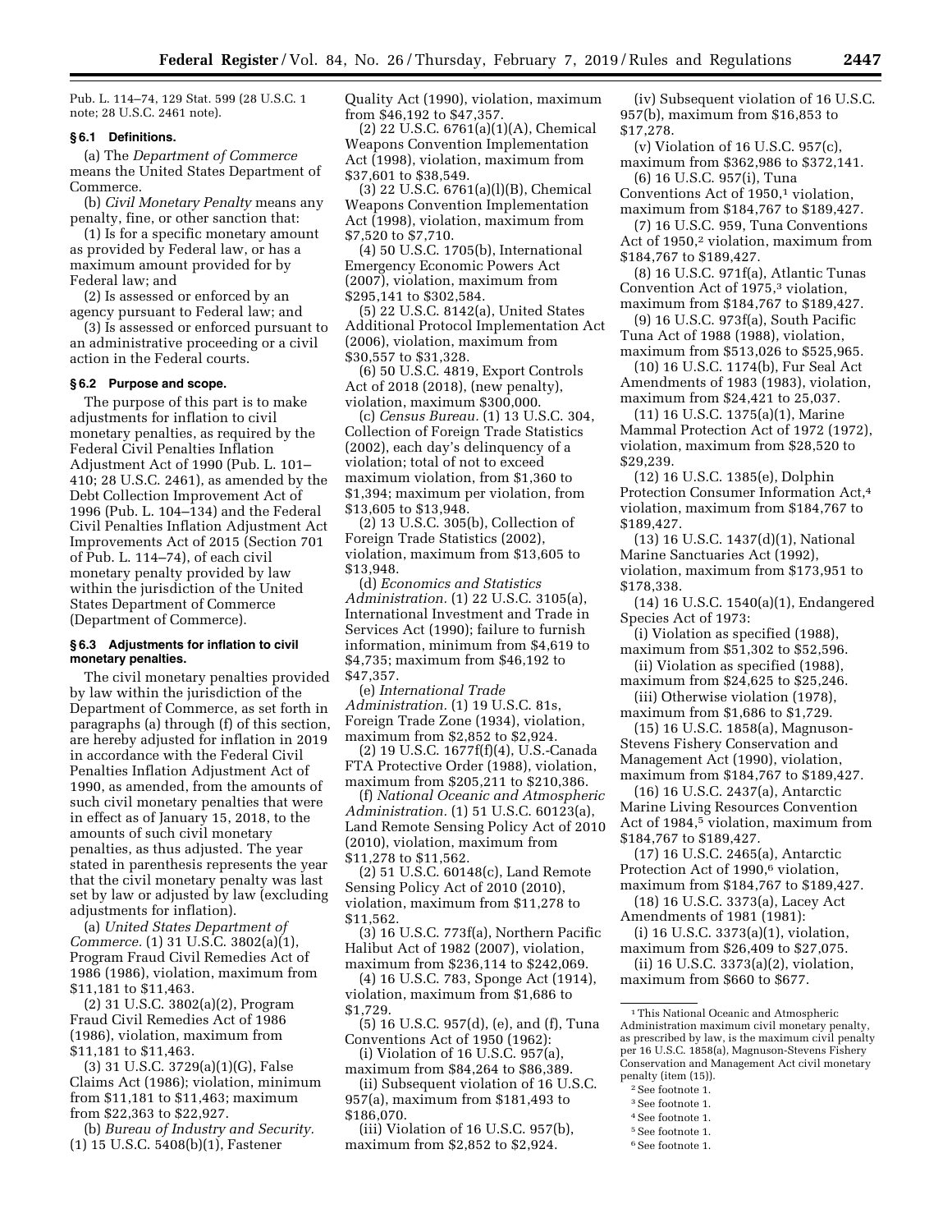Pub. L. 114–74, 129 Stat. 599 (28 U.S.C. 1 note; 28 U.S.C. 2461 note).

### § 6.1 Definitions.

(a) The *Department of Commerce* means the United States Department of Commerce.

(b) *Civil Monetary Penalty* means any penalty, fine, or other sanction that:

(1) Is for a specific monetary amount as provided by Federal law, or has a maximum amount provided for by Federal law; and

(2) Is assessed or enforced by an agency pursuant to Federal law; and

(3) Is assessed or enforced pursuant to an administrative proceeding or a civil action in the Federal courts.

### § 6.2 Purpose and scope.

The purpose of this part is to make adjustments for inflation to civil monetary penalties, as required by the Federal Civil Penalties Inflation Adjustment Act of 1990 (Pub. L. 101–410; 28 U.S.C. 2461), as amended by the Debt Collection Improvement Act of 1996 (Pub. L. 104–134) and the Federal Civil Penalties Inflation Adjustment Act Improvements Act of 2015 (Section 701 of Pub. L. 114–74), of each civil monetary penalty provided by law within the jurisdiction of the United States Department of Commerce (Department of Commerce).

### § 6.3 Adjustments for inflation to civil monetary penalties.

The civil monetary penalties provided by law within the jurisdiction of the Department of Commerce, as set forth in paragraphs (a) through (f) of this section, are hereby adjusted for inflation in 2019 in accordance with the Federal Civil Penalties Inflation Adjustment Act of 1990, as amended, from the amounts of such civil monetary penalties that were in effect as of January 15, 2018, to the amounts of such civil monetary penalties, as thus adjusted. The year stated in parenthesis represents the year that the civil monetary penalty was last set by law or adjusted by law (excluding adjustments for inflation).

(a) *United States Department of Commerce.* (1) 31 U.S.C. 3802(a)(1), Program Fraud Civil Remedies Act of 1986 (1986), violation, maximum from $11,181 to $11,463.

(2) 31 U.S.C. 3802(a)(2), Program Fraud Civil Remedies Act of 1986 (1986), violation, maximum from $11,181 to $11,463.

(3) 31 U.S.C. 3729(a)(1)(G), False Claims Act (1986); violation, minimum from $11,181 to $11,463; maximum from $22,363 to $22,927.

(b) *Bureau of Industry and Security.* (1) 15 U.S.C. 5408(b)(1), Fastener Quality Act (1990), violation, maximum from $46,192 to $47,357.

(2) 22 U.S.C. 6761(a)(1)(A), Chemical Weapons Convention Implementation Act (1998), violation, maximum from $37,601 to $38,549.

(3) 22 U.S.C. 6761(a)(l)(B), Chemical Weapons Convention Implementation Act (1998), violation, maximum from $7,520 to $7,710.

(4) 50 U.S.C. 1705(b), International Emergency Economic Powers Act (2007), violation, maximum from $295,141 to $302,584.

(5) 22 U.S.C. 8142(a), United States Additional Protocol Implementation Act (2006), violation, maximum from $30,557 to $31,328.

(6) 50 U.S.C. 4819, Export Controls Act of 2018 (2018), (new penalty), violation, maximum $300,000.

(c) *Census Bureau.* (1) 13 U.S.C. 304, Collection of Foreign Trade Statistics (2002), each day's delinquency of a violation; total of not to exceed maximum violation, from $1,360 to $1,394; maximum per violation, from $13,605 to $13,948.

(2) 13 U.S.C. 305(b), Collection of Foreign Trade Statistics (2002), violation, maximum from $13,605 to $13,948.

(d) *Economics and Statistics Administration.* (1) 22 U.S.C. 3105(a), International Investment and Trade in Services Act (1990); failure to furnish information, minimum from $4,619 to $4,735; maximum from $46,192 to $47,357.

(e) *International Trade Administration.* (1) 19 U.S.C. 81s, Foreign Trade Zone (1934), violation, maximum from $2,852 to $2,924.

(2) 19 U.S.C. 1677f(f)(4), U.S.-Canada FTA Protective Order (1988), violation, maximum from $205,211 to $210,386.

(f) *National Oceanic and Atmospheric Administration.* (1) 51 U.S.C. 60123(a), Land Remote Sensing Policy Act of 2010 (2010), violation, maximum from $11,278 to $11,562.

(2) 51 U.S.C. 60148(c), Land Remote Sensing Policy Act of 2010 (2010), violation, maximum from $11,278 to $11,562.

(3) 16 U.S.C. 773f(a), Northern Pacific Halibut Act of 1982 (2007), violation, maximum from $236,114 to $242,069.

(4) 16 U.S.C. 783, Sponge Act (1914), violation, maximum from $1,686 to $1,729.

(5) 16 U.S.C. 957(d), (e), and (f), Tuna Conventions Act of 1950 (1962):

(i) Violation of 16 U.S.C. 957(a), maximum from $84,264 to $86,389.

(ii) Subsequent violation of 16 U.S.C. 957(a), maximum from $181,493 to $186,070.

(iii) Violation of 16 U.S.C. 957(b), maximum from $2,852 to $2,924.

(iv) Subsequent violation of 16 U.S.C. 957(b), maximum from $16,853 to $17,278.

(v) Violation of 16 U.S.C. 957(c), maximum from $362,986 to $372,141.

(6) 16 U.S.C. 957(i), Tuna Conventions Act of 1950,[1] violation, maximum from $184,767 to $189,427.

(7) 16 U.S.C. 959, Tuna Conventions Act of 1950,[2] violation, maximum from $184,767 to $189,427.

(8) 16 U.S.C. 971f(a), Atlantic Tunas Convention Act of 1975,[3] violation, maximum from $184,767 to $189,427.

(9) 16 U.S.C. 973f(a), South Pacific Tuna Act of 1988 (1988), violation, maximum from $513,026 to $525,965.

(10) 16 U.S.C. 1174(b), Fur Seal Act Amendments of 1983 (1983), violation, maximum from $24,421 to 25,037.

(11) 16 U.S.C. 1375(a)(1), Marine Mammal Protection Act of 1972 (1972), violation, maximum from $28,520 to $29,239.

(12) 16 U.S.C. 1385(e), Dolphin Protection Consumer Information Act,[4] violation, maximum from $184,767 to $189,427.

(13) 16 U.S.C. 1437(d)(1), National Marine Sanctuaries Act (1992), violation, maximum from $173,951 to $178,338.

(14) 16 U.S.C. 1540(a)(1), Endangered Species Act of 1973:

(i) Violation as specified (1988), maximum from $51,302 to $52,596.

(ii) Violation as specified (1988), maximum from $24,625 to $25,246.

(iii) Otherwise violation (1978), maximum from $1,686 to $1,729.

(15) 16 U.S.C. 1858(a), Magnuson-Stevens Fishery Conservation and Management Act (1990), violation, maximum from $184,767 to $189,427.

(16) 16 U.S.C. 2437(a), Antarctic Marine Living Resources Convention Act of 1984,[5] violation, maximum from $184,767 to $189,427.

(17) 16 U.S.C. 2465(a), Antarctic Protection Act of 1990,[6] violation, maximum from $184,767 to $189,427.

(18) 16 U.S.C. 3373(a), Lacey Act Amendments of 1981 (1981):

(i) 16 U.S.C. 3373(a)(1), violation, maximum from $26,409 to $27,075.

(ii) 16 U.S.C. 3373(a)(2), violation, maximum from $660 to $677.

---

[1] This National Oceanic and Atmospheric Administration maximum civil monetary penalty, as prescribed by law, is the maximum civil penalty per 16 U.S.C. 1858(a), Magnuson-Stevens Fishery Conservation and Management Act civil monetary penalty (item (15)).

[2] See footnote 1.

[3] See footnote 1.

[4] See footnote 1.

[5] See footnote 1.

[6] See footnote 1.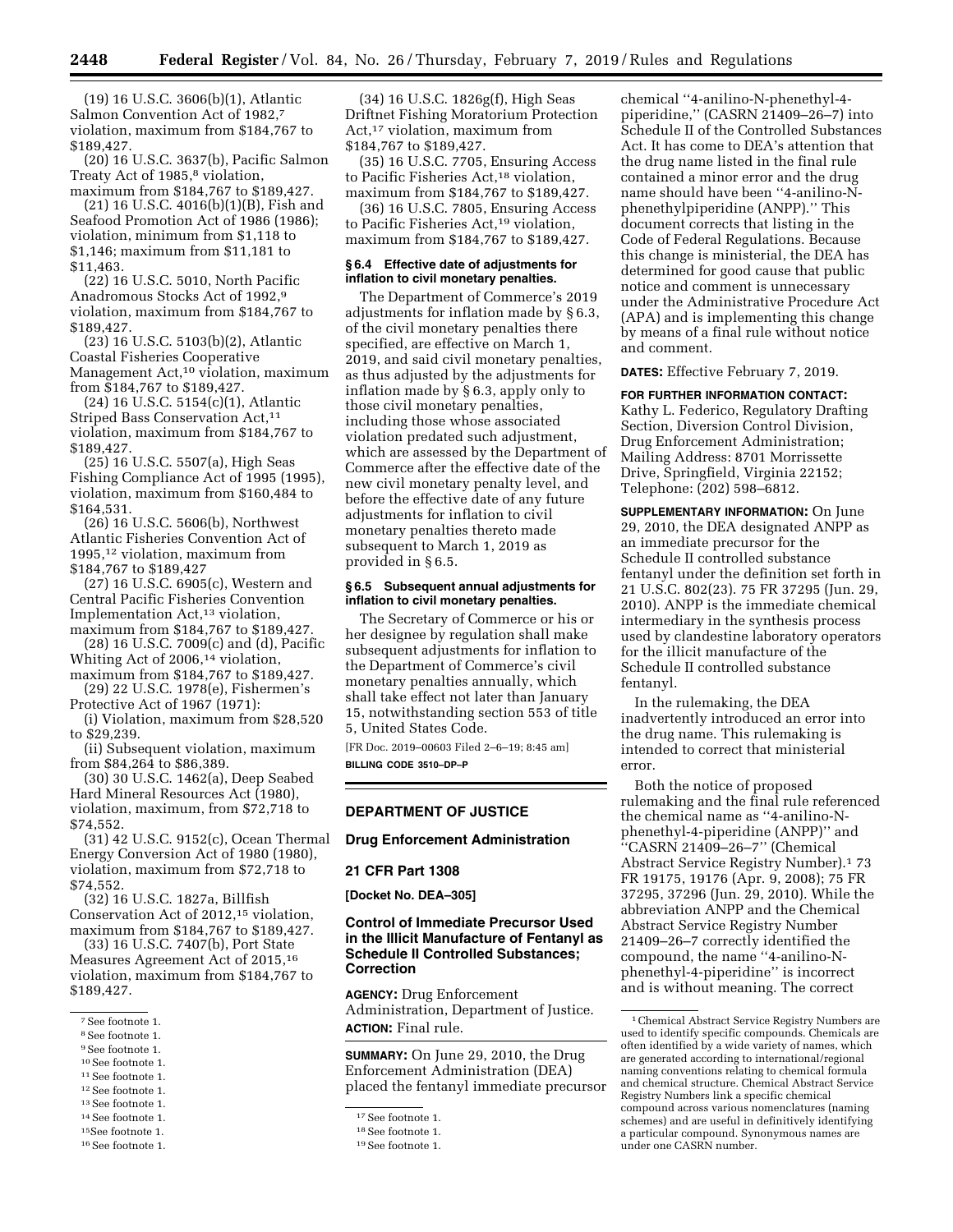(19) 16 U.S.C. 3606(b)(1), Atlantic Salmon Convention Act of 1982,[7] violation, maximum from $184,767 to $189,427.

(20) 16 U.S.C. 3637(b), Pacific Salmon Treaty Act of 1985,[8] violation, maximum from $184,767 to $189,427.

(21) 16 U.S.C. 4016(b)(1)(B), Fish and Seafood Promotion Act of 1986 (1986); violation, minimum from $1,118 to $1,146; maximum from $11,181 to $11,463.

(22) 16 U.S.C. 5010, North Pacific Anadromous Stocks Act of 1992,[9] violation, maximum from $184,767 to $189,427.

(23) 16 U.S.C. 5103(b)(2), Atlantic Coastal Fisheries Cooperative Management Act,[10] violation, maximum from $184,767 to $189,427.

(24) 16 U.S.C. 5154(c)(1), Atlantic Striped Bass Conservation Act,[11] violation, maximum from $184,767 to $189,427.

(25) 16 U.S.C. 5507(a), High Seas Fishing Compliance Act of 1995 (1995), violation, maximum from $160,484 to $164,531.

(26) 16 U.S.C. 5606(b), Northwest Atlantic Fisheries Convention Act of 1995,[12] violation, maximum from $184,767 to $189,427

(27) 16 U.S.C. 6905(c), Western and Central Pacific Fisheries Convention Implementation Act,[13] violation, maximum from $184,767 to $189,427.

(28) 16 U.S.C. 7009(c) and (d), Pacific Whiting Act of 2006,[14] violation, maximum from $184,767 to $189,427.

(29) 22 U.S.C. 1978(e), Fishermen's Protective Act of 1967 (1971):

(i) Violation, maximum from $28,520 to $29,239.

(ii) Subsequent violation, maximum from $84,264 to $86,389.

(30) 30 U.S.C. 1462(a), Deep Seabed Hard Mineral Resources Act (1980), violation, maximum, from $72,718 to $74,552.

(31) 42 U.S.C. 9152(c), Ocean Thermal Energy Conversion Act of 1980 (1980), violation, maximum from $72,718 to $74,552.

(32) 16 U.S.C. 1827a, Billfish Conservation Act of 2012,[15] violation, maximum from $184,767 to $189,427.

(33) 16 U.S.C. 7407(b), Port State Measures Agreement Act of 2015,[16] violation, maximum from $184,767 to $189,427.

(34) 16 U.S.C. 1826g(f), High Seas Driftnet Fishing Moratorium Protection Act,[17] violation, maximum from $184,767 to $189,427.

(35) 16 U.S.C. 7705, Ensuring Access to Pacific Fisheries Act,[18] violation, maximum from $184,767 to $189,427.

(36) 16 U.S.C. 7805, Ensuring Access to Pacific Fisheries Act,[19] violation, maximum from $184,767 to $189,427.

#### § 6.4 Effective date of adjustments for inflation to civil monetary penalties.

The Department of Commerce's 2019 adjustments for inflation made by § 6.3, of the civil monetary penalties there specified, are effective on March 1, 2019, and said civil monetary penalties, as thus adjusted by the adjustments for inflation made by § 6.3, apply only to those civil monetary penalties, including those whose associated violation predated such adjustment, which are assessed by the Department of Commerce after the effective date of the new civil monetary penalty level, and before the effective date of any future adjustments for inflation to civil monetary penalties thereto made subsequent to March 1, 2019 as provided in § 6.5.

#### § 6.5 Subsequent annual adjustments for inflation to civil monetary penalties.

The Secretary of Commerce or his or her designee by regulation shall make subsequent adjustments for inflation to the Department of Commerce's civil monetary penalties annually, which shall take effect not later than January 15, notwithstanding section 553 of title 5, United States Code.

[FR Doc. 2019–00603 Filed 2–6–19; 8:45 am]

**BILLING CODE 3510–DP–P**

[7] See footnote 1.
[8] See footnote 1.
[9] See footnote 1.
[10] See footnote 1.
[11] See footnote 1.
[12] See footnote 1.
[13] See footnote 1.
[14] See footnote 1.
[15] See footnote 1.
[16] See footnote 1.
[17] See footnote 1.
[18] See footnote 1.
[19] See footnote 1.

## DEPARTMENT OF JUSTICE

## Drug Enforcement Administration

## 21 CFR Part 1308

**[Docket No. DEA–305]**

## Control of Immediate Precursor Used in the Illicit Manufacture of Fentanyl as Schedule II Controlled Substances; Correction

**AGENCY:** Drug Enforcement Administration, Department of Justice.

**ACTION:** Final rule.

**SUMMARY:** On June 29, 2010, the Drug Enforcement Administration (DEA) placed the fentanyl immediate precursor chemical "4-anilino-N-phenethyl-4-piperidine," (CASRN 21409–26–7) into Schedule II of the Controlled Substances Act. It has come to DEA's attention that the drug name listed in the final rule contained a minor error and the drug name should have been "4-anilino-N-phenethylpiperidine (ANPP)." This document corrects that listing in the Code of Federal Regulations. Because this change is ministerial, the DEA has determined for good cause that public notice and comment is unnecessary under the Administrative Procedure Act (APA) and is implementing this change by means of a final rule without notice and comment.

**DATES:** Effective February 7, 2019.

**FOR FURTHER INFORMATION CONTACT:** Kathy L. Federico, Regulatory Drafting Section, Diversion Control Division, Drug Enforcement Administration; Mailing Address: 8701 Morrissette Drive, Springfield, Virginia 22152; Telephone: (202) 598–6812.

**SUPPLEMENTARY INFORMATION:** On June 29, 2010, the DEA designated ANPP as an immediate precursor for the Schedule II controlled substance fentanyl under the definition set forth in 21 U.S.C. 802(23). 75 FR 37295 (Jun. 29, 2010). ANPP is the immediate chemical intermediary in the synthesis process used by clandestine laboratory operators for the illicit manufacture of the Schedule II controlled substance fentanyl.

In the rulemaking, the DEA inadvertently introduced an error into the drug name. This rulemaking is intended to correct that ministerial error.

Both the notice of proposed rulemaking and the final rule referenced the chemical name as "4-anilino-N-phenethyl-4-piperidine (ANPP)" and "CASRN 21409–26–7" (Chemical Abstract Service Registry Number).[1] 73 FR 19175, 19176 (Apr. 9, 2008); 75 FR 37295, 37296 (Jun. 29, 2010). While the abbreviation ANPP and the Chemical Abstract Service Registry Number 21409–26–7 correctly identified the compound, the name "4-anilino-N-phenethyl-4-piperidine" is incorrect and is without meaning. The correct

[1] Chemical Abstract Service Registry Numbers are used to identify specific compounds. Chemicals are often identified by a wide variety of names, which are generated according to international/regional naming conventions relating to chemical formula and chemical structure. Chemical Abstract Service Registry Numbers link a specific chemical compound across various nomenclatures (naming schemes) and are useful in definitively identifying a particular compound. Synonymous names are under one CASRN number.